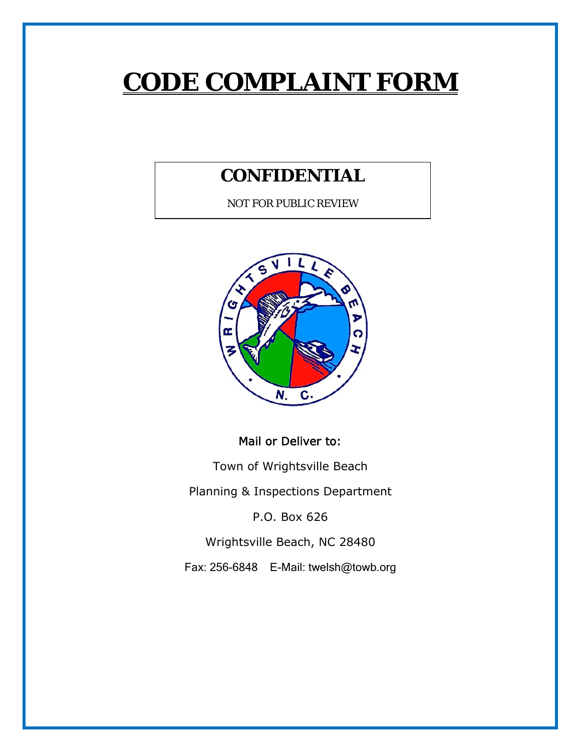# CODE COMPLAINT FORM

**CONFIDENTIAL**

NOT FOR PUBLIC REVIEW

Mail or Deliver to:

Town of Wrightsville Beach

Planning & Inspections Department

P.O. Box 626

Wrightsville Beach, NC 28480

Fax: 256-6848    E-Mail: twelsh@towb.org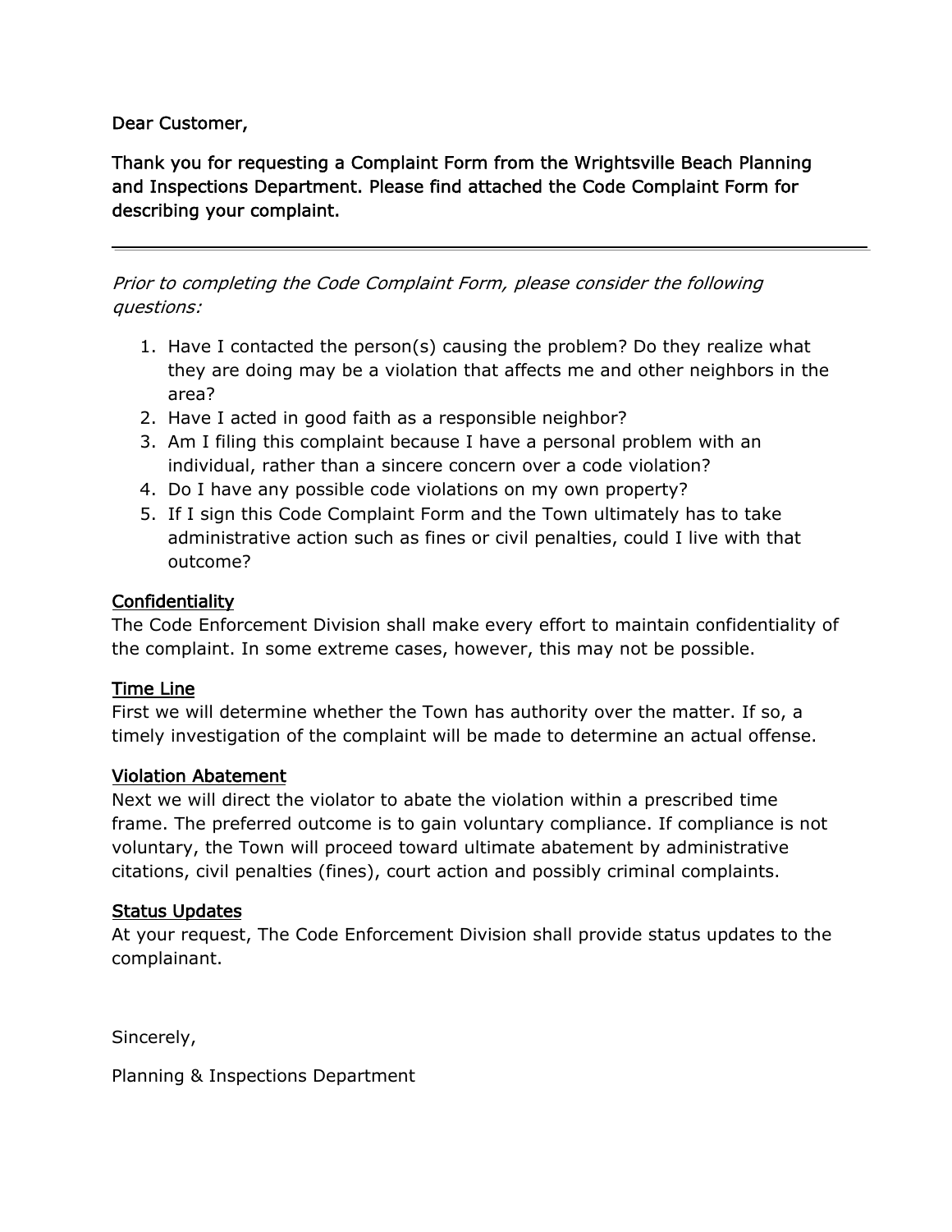Dear Customer,

Thank you for requesting a Complaint Form from the Wrightsville Beach Planning and Inspections Department. Please find attached the Code Complaint Form for describing your complaint.

---

*Prior to completing the Code Complaint Form, please consider the following questions:*

1. Have I contacted the person(s) causing the problem? Do they realize what they are doing may be a violation that affects me and other neighbors in the area?
2. Have I acted in good faith as a responsible neighbor?
3. Am I filing this complaint because I have a personal problem with an individual, rather than a sincere concern over a code violation?
4. Do I have any possible code violations on my own property?
5. If I sign this Code Complaint Form and the Town ultimately has to take administrative action such as fines or civil penalties, could I live with that outcome?

<u>Confidentiality</u>

The Code Enforcement Division shall make every effort to maintain confidentiality of the complaint. In some extreme cases, however, this may not be possible.

<u>Time Line</u>

First we will determine whether the Town has authority over the matter. If so, a timely investigation of the complaint will be made to determine an actual offense.

<u>Violation Abatement</u>

Next we will direct the violator to abate the violation within a prescribed time frame. The preferred outcome is to gain voluntary compliance. If compliance is not voluntary, the Town will proceed toward ultimate abatement by administrative citations, civil penalties (fines), court action and possibly criminal complaints.

<u>Status Updates</u>

At your request, The Code Enforcement Division shall provide status updates to the complainant.

Sincerely,

Planning & Inspections Department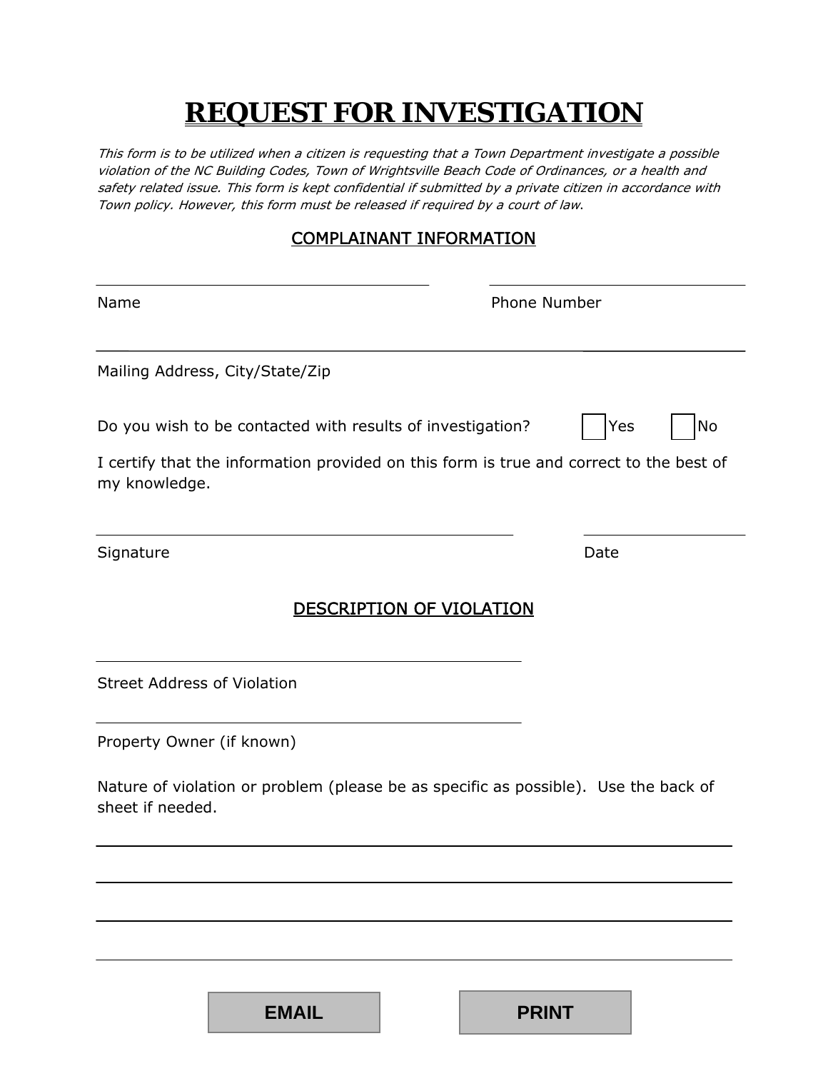# REQUEST FOR INVESTIGATION

*This form is to be utilized when a citizen is requesting that a Town Department investigate a possible violation of the NC Building Codes, Town of Wrightsville Beach Code of Ordinances, or a health and safety related issue. This form is kept confidential if submitted by a private citizen in accordance with Town policy. However, this form must be released if required by a court of law.*

## COMPLAINANT INFORMATION

Name ____________________ Phone Number ____________________

Mailing Address, City/State/Zip ____________________

Do you wish to be contacted with results of investigation? ☐ Yes ☐ No

I certify that the information provided on this form is true and correct to the best of my knowledge.

Signature ____________________ Date ____________________

## DESCRIPTION OF VIOLATION

Street Address of Violation ____________________

Property Owner (if known) ____________________

Nature of violation or problem (please be as specific as possible). Use the back of sheet if needed.

____________________

____________________

____________________

____________________

EMAIL PRINT